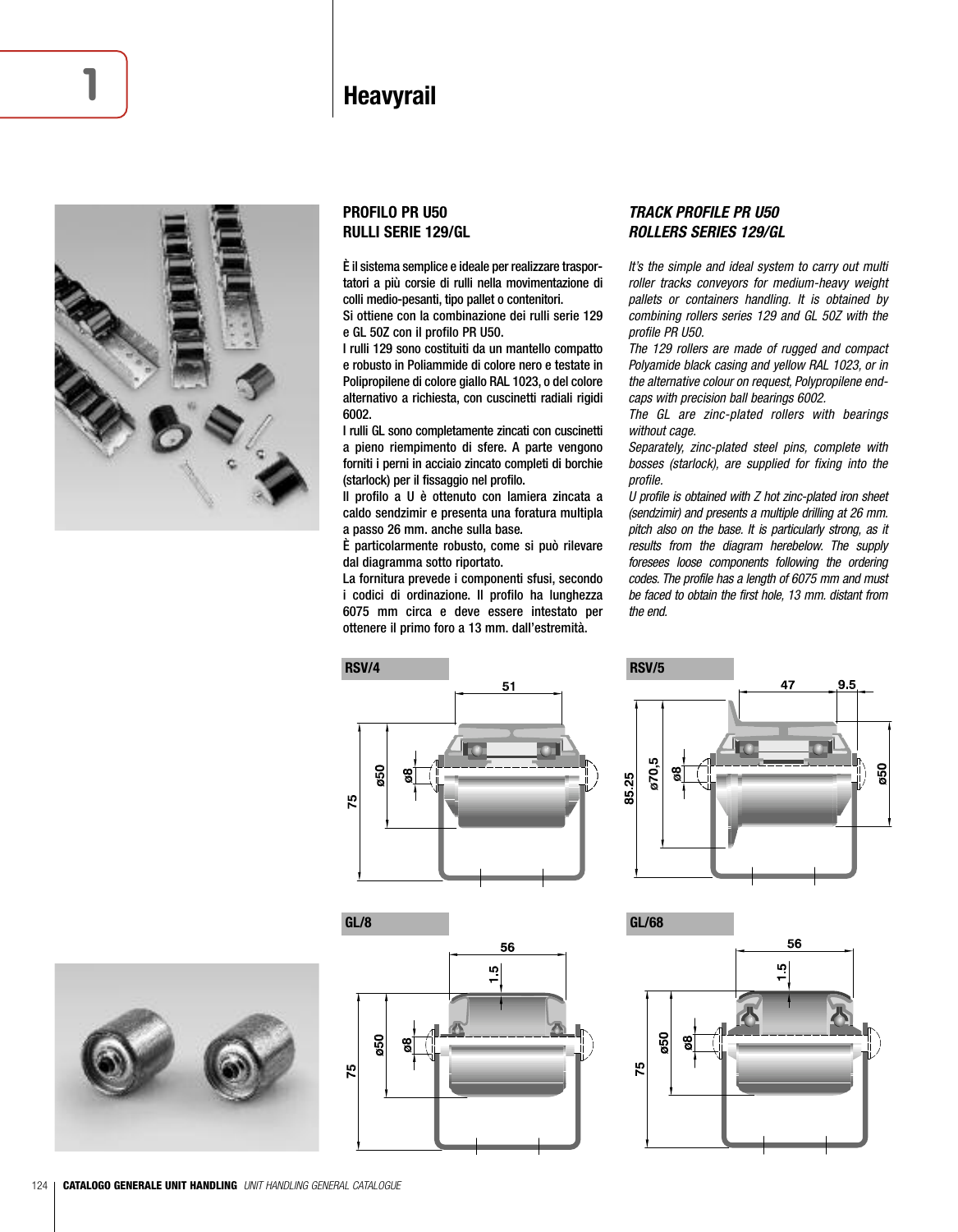# Heavyrail

## PROFILO PR U50
## RULLI SERIE 129/GL

È il sistema semplice e ideale per realizzare trasportatori a più corsie di rulli nella movimentazione di colli medio-pesanti, tipo pallet o contenitori.
Si ottiene con la combinazione dei rulli serie 129 e GL 50Z con il profilo PR U50.
I rulli 129 sono costituiti da un mantello compatto e robusto in Poliammide di colore nero e testate in Polipropilene di colore giallo RAL 1023, o del colore alternativo a richiesta, con cuscinetti radiali rigidi 6002.
I rulli GL sono completamente zincati con cuscinetti a pieno riempimento di sfere. A parte vengono forniti i perni in acciaio zincato completi di borchie (starlock) per il fissaggio nel profilo.
Il profilo a U è ottenuto con lamiera zincata a caldo sendzimir e presenta una foratura multipla a passo 26 mm. anche sulla base.
È particolarmente robusto, come si può rilevare dal diagramma sotto riportato.
La fornitura prevede i componenti sfusi, secondo i codici di ordinazione. Il profilo ha lunghezza 6075 mm circa e deve essere intestato per ottenere il primo foro a 13 mm. dall'estremità.

## *TRACK PROFILE PR U50*
## *ROLLERS SERIES 129/GL*

*It's the simple and ideal system to carry out multi roller tracks conveyors for medium-heavy weight pallets or containers handling. It is obtained by combining rollers series 129 and GL 50Z with the profile PR U50.*
*The 129 rollers are made of rugged and compact Polyamide black casing and yellow RAL 1023, or in the alternative colour on request, Polypropilene end-caps with precision ball bearings 6002.*
*The GL are zinc-plated rollers with bearings without cage.*
*Separately, zinc-plated steel pins, complete with bosses (starlock), are supplied for fixing into the profile.*
*U profile is obtained with Z hot zinc-plated iron sheet (sendzimir) and presents a multiple drilling at 26 mm. pitch also on the base. It is particularly strong, as it results from the diagram herebelow. The supply foresees loose components following the ordering codes. The profile has a length of 6075 mm and must be faced to obtain the first hole, 13 mm. distant from the end.*

**RSV/4**

51 — ø50 — ø8 — 75

**RSV/5**

47 — 9.5 — 85.25 — ø70,5 — ø8 — ø50

**GL/8**

56 — 1.5 — ø50 — ø8 — 75

**GL/68**

56 — 1.5 — ø50 — ø8 — 75

**CATALOGO GENERALE UNIT HANDLING** *UNIT HANDLING GENERAL CATALOGUE*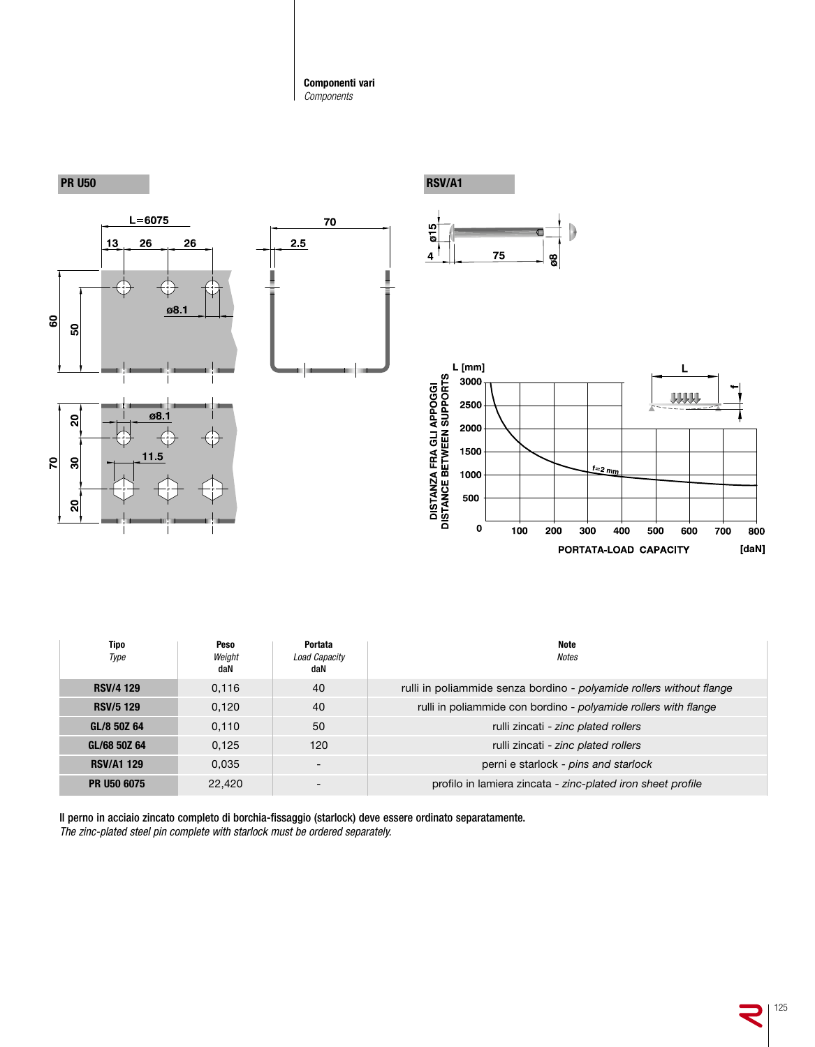**Componenti vari**
*Components*

**PR U50**

L=6075
13 26 26
ø8.1
60
50
70
2.5
20
30
20
ø8.1
11.5

**RSV/A1**

ø15
4
75
ø8

L [mm]
DISTANZA FRA GLI APPOGGI
DISTANCE BETWEEN SUPPORTS
3000
2500
2000
1500
1000
500
0
100 200 300 400 500 600 700 800
f=2 mm
L
f
PORTATA-LOAD CAPACITY
[daN]

| Tipo *Type* | Peso *Weight* daN | Portata *Load Capacity* daN | Note *Notes* |
|---|---|---|---|
| **RSV/4 129** | 0,116 | 40 | rulli in poliammide senza bordino - *polyamide rollers without flange* |
| **RSV/5 129** | 0,120 | 40 | rulli in poliammide con bordino - *polyamide rollers with flange* |
| **GL/8 50Z 64** | 0,110 | 50 | rulli zincati - *zinc plated rollers* |
| **GL/68 50Z 64** | 0,125 | 120 | rulli zincati - *zinc plated rollers* |
| **RSV/A1 129** | 0,035 | - | perni e starlock - *pins and starlock* |
| **PR U50 6075** | 22,420 | - | profilo in lamiera zincata - *zinc-plated iron sheet profile* |

**Il perno in acciaio zincato completo di borchia-fissaggio (starlock) deve essere ordinato separatamente.**
*The zinc-plated steel pin complete with starlock must be ordered separately.*